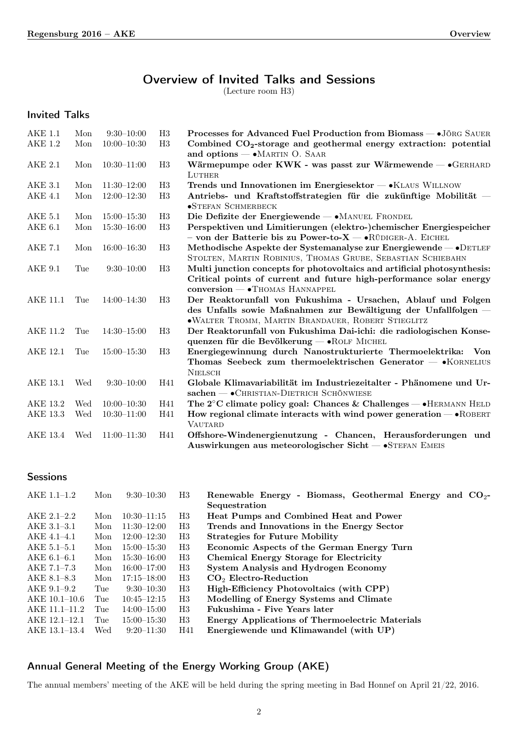# Overview of Invited Talks and Sessions

(Lecture room H3)

## Invited Talks

| | | | | |
|---|---|---|---|---|
| AKE 1.1 | Mon | 9:30–10:00 | H3 | **Processes for Advanced Fuel Production from Biomass** — •Jörg Sauer |
| AKE 1.2 | Mon | 10:00–10:30 | H3 | **Combined $CO_2$-storage and geothermal energy extraction: potential and options** — •Martin O. Saar |
| AKE 2.1 | Mon | 10:30–11:00 | H3 | **Wärmepumpe oder KWK - was passt zur Wärmewende** — •Gerhard Luther |
| AKE 3.1 | Mon | 11:30–12:00 | H3 | **Trends und Innovationen im Energiesektor** — •Klaus Willnow |
| AKE 4.1 | Mon | 12:00–12:30 | H3 | **Antriebs- und Kraftstoffstrategien für die zukünftige Mobilität** — •Stefan Schmerbeck |
| AKE 5.1 | Mon | 15:00–15:30 | H3 | **Die Defizite der Energiewende** — •Manuel Frondel |
| AKE 6.1 | Mon | 15:30–16:00 | H3 | **Perspektiven und Limitierungen (elektro-)chemischer Energiespeicher – von der Batterie bis zu Power-to-X** — •Rüdiger-A. Eichel |
| AKE 7.1 | Mon | 16:00–16:30 | H3 | **Methodische Aspekte der Systemanalyse zur Energiewende** — •Detlef Stolten, Martin Robinius, Thomas Grube, Sebastian Schiebahn |
| AKE 9.1 | Tue | 9:30–10:00 | H3 | **Multi junction concepts for photovoltaics and artificial photosynthesis: Critical points of current and future high-performance solar energy conversion** — •Thomas Hannappel |
| AKE 11.1 | Tue | 14:00–14:30 | H3 | **Der Reaktorunfall von Fukushima - Ursachen, Ablauf und Folgen des Unfalls sowie Maßnahmen zur Bewältigung der Unfallfolgen** — •Walter Tromm, Martin Brandauer, Robert Stieglitz |
| AKE 11.2 | Tue | 14:30–15:00 | H3 | **Der Reaktorunfall von Fukushima Dai-ichi: die radiologischen Konsequenzen für die Bevölkerung** — •Rolf Michel |
| AKE 12.1 | Tue | 15:00–15:30 | H3 | **Energiegewinnung durch Nanostrukturierte Thermoelektrika: Von Thomas Seebeck zum thermoelektrischen Generator** — •Kornelius Nielsch |
| AKE 13.1 | Wed | 9:30–10:00 | H41 | **Globale Klimavariabilität im Industriezeitalter - Phänomene und Ursachen** — •Christian-Dietrich Schönwiese |
| AKE 13.2 | Wed | 10:00–10:30 | H41 | **The 2°C climate policy goal: Chances & Challenges** — •Hermann Held |
| AKE 13.3 | Wed | 10:30–11:00 | H41 | **How regional climate interacts with wind power generation** — •Robert Vautard |
| AKE 13.4 | Wed | 11:00–11:30 | H41 | **Offshore-Windenergienutzung - Chancen, Herausforderungen und Auswirkungen aus meteorologischer Sicht** — •Stefan Emeis |

## Sessions

| | | | | |
|---|---|---|---|---|
| AKE 1.1–1.2 | Mon | 9:30–10:30 | H3 | **Renewable Energy - Biomass, Geothermal Energy and $CO_2$-Sequestration** |
| AKE 2.1–2.2 | Mon | 10:30–11:15 | H3 | **Heat Pumps and Combined Heat and Power** |
| AKE 3.1–3.1 | Mon | 11:30–12:00 | H3 | **Trends and Innovations in the Energy Sector** |
| AKE 4.1–4.1 | Mon | 12:00–12:30 | H3 | **Strategies for Future Mobility** |
| AKE 5.1–5.1 | Mon | 15:00–15:30 | H3 | **Economic Aspects of the German Energy Turn** |
| AKE 6.1–6.1 | Mon | 15:30–16:00 | H3 | **Chemical Energy Storage for Electricity** |
| AKE 7.1–7.3 | Mon | 16:00–17:00 | H3 | **System Analysis and Hydrogen Economy** |
| AKE 8.1–8.3 | Mon | 17:15–18:00 | H3 | **$CO_2$ Electro-Reduction** |
| AKE 9.1–9.2 | Tue | 9:30–10:30 | H3 | **High-Efficiency Photovoltaics (with CPP)** |
| AKE 10.1–10.6 | Tue | 10:45–12:15 | H3 | **Modelling of Energy Systems and Climate** |
| AKE 11.1–11.2 | Tue | 14:00–15:00 | H3 | **Fukushima - Five Years later** |
| AKE 12.1–12.1 | Tue | 15:00–15:30 | H3 | **Energy Applications of Thermoelectric Materials** |
| AKE 13.1–13.4 | Wed | 9:20–11:30 | H41 | **Energiewende und Klimawandel (with UP)** |

## Annual General Meeting of the Energy Working Group (AKE)

The annual members' meeting of the AKE will be held during the spring meeting in Bad Honnef on April 21/22, 2016.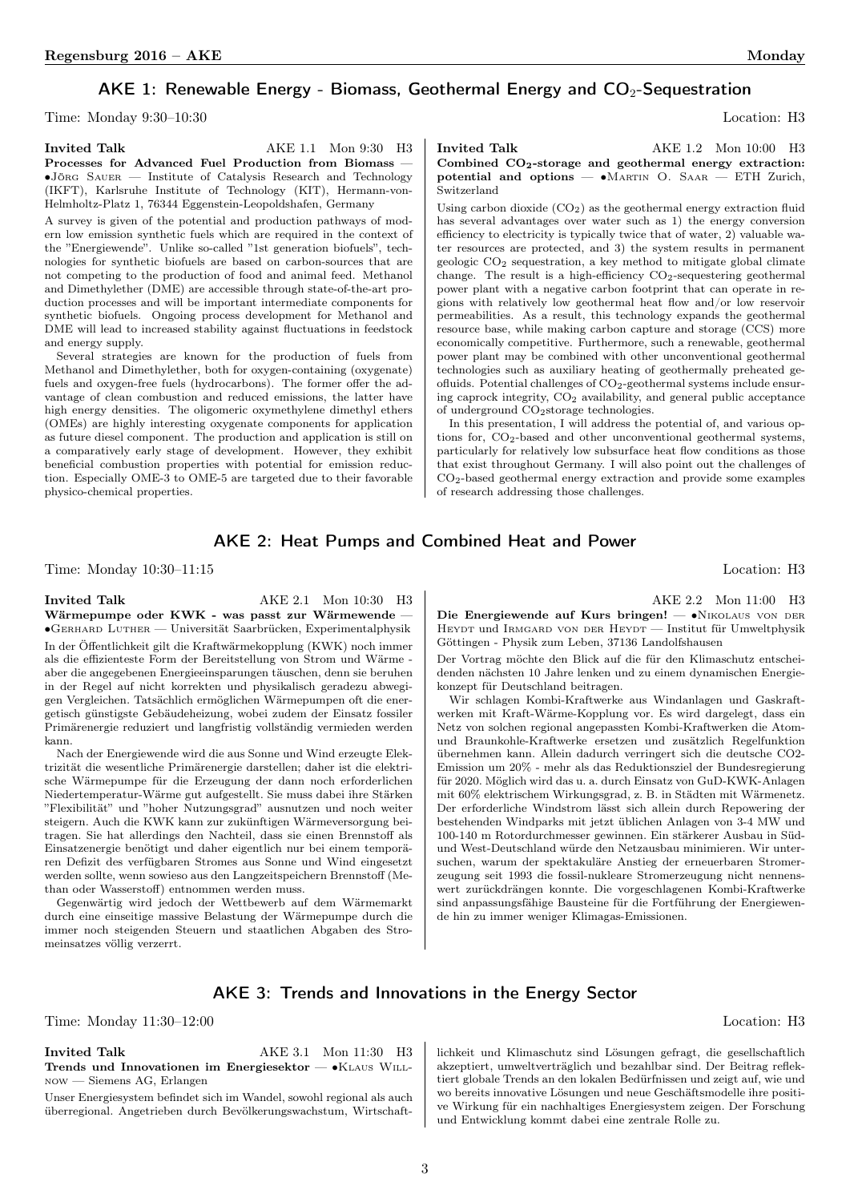## AKE 1: Renewable Energy - Biomass, Geothermal Energy and $CO_2$-Sequestration

Time: Monday 9:30–10:30 Location: H3

**Invited Talk** AKE 1.1 Mon 9:30 H3

**Processes for Advanced Fuel Production from Biomass** — •Jörg Sauer — Institute of Catalysis Research and Technology (IKFT), Karlsruhe Institute of Technology (KIT), Hermann-von-Helmholtz-Platz 1, 76344 Eggenstein-Leopoldshafen, Germany

A survey is given of the potential and production pathways of modern low emission synthetic fuels which are required in the context of the "Energiewende". Unlike so-called "1st generation biofuels", technologies for synthetic biofuels are based on carbon-sources that are not competing to the production of food and animal feed. Methanol and Dimethylether (DME) are accessible through state-of-the-art production processes and will be important intermediate components for synthetic biofuels. Ongoing process development for Methanol and DME will lead to increased stability against fluctuations in feedstock and energy supply.

Several strategies are known for the production of fuels from Methanol and Dimethylether, both for oxygen-containing (oxygenate) fuels and oxygen-free fuels (hydrocarbons). The former offer the advantage of clean combustion and reduced emissions, the latter have high energy densities. The oligomeric oxymethylene dimethyl ethers (OMEs) are highly interesting oxygenate components for application as future diesel component. The production and application is still on a comparatively early stage of development. However, they exhibit beneficial combustion properties with potential for emission reduction. Especially OME-3 to OME-5 are targeted due to their favorable physico-chemical properties.

**Invited Talk** AKE 1.2 Mon 10:00 H3

**Combined $CO_2$-storage and geothermal energy extraction: potential and options** — •Martin O. Saar — ETH Zurich, Switzerland

Using carbon dioxide ($CO_2$) as the geothermal energy extraction fluid has several advantages over water such as 1) the energy conversion efficiency to electricity is typically twice that of water, 2) valuable water resources are protected, and 3) the system results in permanent geologic $CO_2$ sequestration, a key method to mitigate global climate change. The result is a high-efficiency $CO_2$-sequestering geothermal power plant with a negative carbon footprint that can operate in regions with relatively low geothermal heat flow and/or low reservoir permeabilities. As a result, this technology expands the geothermal resource base, while making carbon capture and storage (CCS) more economically competitive. Furthermore, such a renewable, geothermal power plant may be combined with other unconventional geothermal technologies such as auxiliary heating of geothermally preheated geofluids. Potential challenges of $CO_2$-geothermal systems include ensuring caprock integrity, $CO_2$ availability, and general public acceptance of underground $CO_2$storage technologies.

In this presentation, I will address the potential of, and various options for, $CO_2$-based and other unconventional geothermal systems, particularly for relatively low subsurface heat flow conditions as those that exist throughout Germany. I will also point out the challenges of $CO_2$-based geothermal energy extraction and provide some examples of research addressing those challenges.

## AKE 2: Heat Pumps and Combined Heat and Power

Time: Monday 10:30–11:15 Location: H3

**Invited Talk** AKE 2.1 Mon 10:30 H3

**Wärmepumpe oder KWK - was passt zur Wärmewende** — •Gerhard Luther — Universität Saarbrücken, Experimentalphysik

In der Öffentlichkeit gilt die Kraftwärmekopplung (KWK) noch immer als die effizienteste Form der Bereitstellung von Strom und Wärme - aber die angegebenen Energieeinsparungen täuschen, denn sie beruhen in der Regel auf nicht korrekten und physikalisch geradezu abwegigen Vergleichen. Tatsächlich ermöglichen Wärmepumpen oft die energetisch günstigste Gebäudeheizung, wobei zudem der Einsatz fossiler Primärenergie reduziert und langfristig vollständig vermieden werden kann.

Nach der Energiewende wird die aus Sonne und Wind erzeugte Elektrizität die wesentliche Primärenergie darstellen; daher ist die elektrische Wärmepumpe für die Erzeugung der dann noch erforderlichen Niedertemperatur-Wärme gut aufgestellt. Sie muss dabei ihre Stärken "Flexibilität" und "hoher Nutzungsgrad" ausnutzen und noch weiter steigern. Auch die KWK kann zur zukünftigen Wärmeversorgung beitragen. Sie hat allerdings den Nachteil, dass sie einen Brennstoff als Einsatzenergie benötigt und daher eigentlich nur bei einem temporären Defizit des verfügbaren Stromes aus Sonne und Wind eingesetzt werden sollte, wenn sowieso aus den Langzeitspeichern Brennstoff (Methan oder Wasserstoff) entnommen werden muss.

Gegenwärtig wird jedoch der Wettbewerb auf dem Wärmemarkt durch eine einseitige massive Belastung der Wärmepumpe durch die immer noch steigenden Steuern und staatlichen Abgaben des Stromeinsatzes völlig verzerrt.

AKE 2.2 Mon 11:00 H3

**Die Energiewende auf Kurs bringen!** — •Nikolaus von der Heydt und Irmgard von der Heydt — Institut für Umweltphysik Göttingen - Physik zum Leben, 37136 Landolfshausen

Der Vortrag möchte den Blick auf die für den Klimaschutz entscheidenden nächsten 10 Jahre lenken und zu einem dynamischen Energiekonzept für Deutschland beitragen.

Wir schlagen Kombi-Kraftwerke aus Windanlagen und Gaskraftwerken mit Kraft-Wärme-Kopplung vor. Es wird dargelegt, dass ein Netz von solchen regional angepassten Kombi-Kraftwerken die Atom- und Braunkohle-Kraftwerke ersetzen und zusätzlich Regelfunktion übernehmen kann. Allein dadurch verringert sich die deutsche CO2-Emission um 20% - mehr als das Reduktionsziel der Bundesregierung für 2020. Möglich wird das u. a. durch Einsatz von GuD-KWK-Anlagen mit 60% elektrischem Wirkungsgrad, z. B. in Städten mit Wärmenetz. Der erforderliche Windstrom lässt sich allein durch Repowering der bestehenden Windparks mit jetzt üblichen Anlagen von 3-4 MW und 100-140 m Rotordurchmesser gewinnen. Ein stärkerer Ausbau in Süd- und West-Deutschland würde den Netzausbau minimieren. Wir untersuchen, warum der spektakuläre Anstieg der erneuerbaren Stromerzeugung seit 1993 die fossil-nukleare Stromerzeugung nicht nennenswert zurückdrängen konnte. Die vorgeschlagenen Kombi-Kraftwerke sind anpassungsfähige Bausteine für die Fortführung der Energiewende hin zu immer weniger Klimagas-Emissionen.

## AKE 3: Trends and Innovations in the Energy Sector

Time: Monday 11:30–12:00 Location: H3

**Invited Talk** AKE 3.1 Mon 11:30 H3

**Trends und Innovationen im Energiesektor** — •Klaus Willnow — Siemens AG, Erlangen

Unser Energiesystem befindet sich im Wandel, sowohl regional als auch überregional. Angetrieben durch Bevölkerungswachstum, Wirtschaftlichkeit und Klimaschutz sind Lösungen gefragt, die gesellschaftlich akzeptiert, umweltverträglich und bezahlbar sind. Der Beitrag reflektiert globale Trends an den lokalen Bedürfnissen und zeigt auf, wie und wo bereits innovative Lösungen und neue Geschäftsmodelle ihre positive Wirkung für ein nachhaltiges Energiesystem zeigen. Der Forschung und Entwicklung kommt dabei eine zentrale Rolle zu.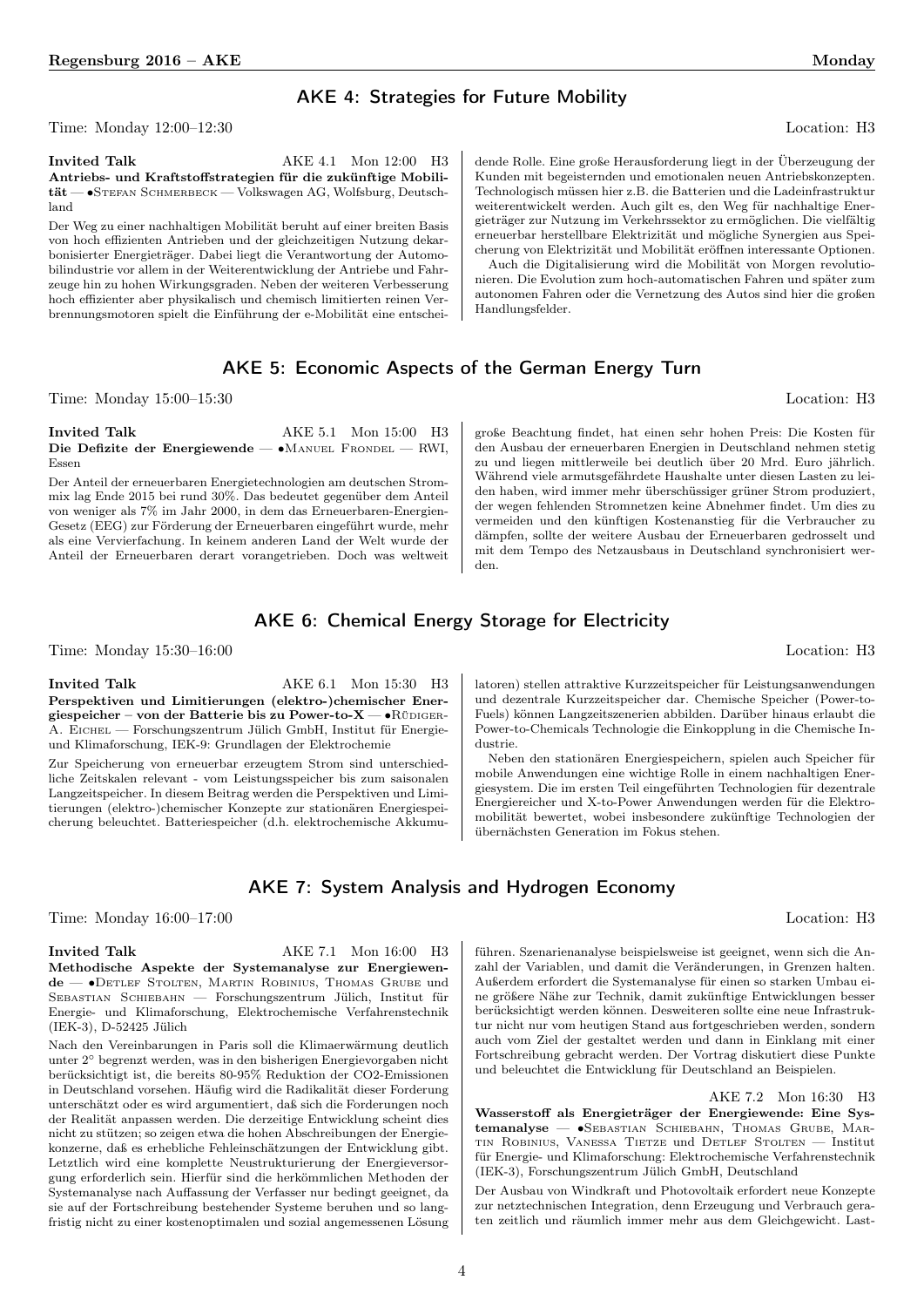## AKE 4: Strategies for Future Mobility

Time: Monday 12:00–12:30 Location: H3

**Invited Talk** AKE 4.1 Mon 12:00 H3
**Antriebs- und Kraftstoffstrategien für die zukünftige Mobilität** — •Stefan Schmerbeck — Volkswagen AG, Wolfsburg, Deutschland

Der Weg zu einer nachhaltigen Mobilität beruht auf einer breiten Basis von hoch effizienten Antrieben und der gleichzeitigen Nutzung dekarbonisierter Energieträger. Dabei liegt die Verantwortung der Automobilindustrie vor allem in der Weiterentwicklung der Antriebe und Fahrzeuge hin zu hohen Wirkungsgraden. Neben der weiteren Verbesserung hoch effizienter aber physikalisch und chemisch limitierten reinen Verbrennungsmotoren spielt die Einführung der e-Mobilität eine entscheidende Rolle. Eine große Herausforderung liegt in der Überzeugung der Kunden mit begeisternden und emotionalen neuen Antriebskonzepten. Technologisch müssen hier z.B. die Batterien und die Ladeinfrastruktur weiterentwickelt werden. Auch gilt es, den Weg für nachhaltige Energieträger zur Nutzung im Verkehrssektor zu ermöglichen. Die vielfältig erneuerbar herstellbare Elektrizität und mögliche Synergien aus Speicherung von Elektrizität und Mobilität eröffnen interessante Optionen.

Auch die Digitalisierung wird die Mobilität von Morgen revolutionieren. Die Evolution zum hoch-automatischen Fahren und später zum autonomen Fahren oder die Vernetzung des Autos sind hier die großen Handlungsfelder.

## AKE 5: Economic Aspects of the German Energy Turn

Time: Monday 15:00–15:30 Location: H3

**Invited Talk** AKE 5.1 Mon 15:00 H3
**Die Defizite der Energiewende** — •Manuel Frondel — RWI, Essen

Der Anteil der erneuerbaren Energietechnologien am deutschen Strommix lag Ende 2015 bei rund 30%. Das bedeutet gegenüber dem Anteil von weniger als 7% im Jahr 2000, in dem das Erneuerbaren-Energien-Gesetz (EEG) zur Förderung der Erneuerbaren eingeführt wurde, mehr als eine Vervierfachung. In keinem anderen Land der Welt wurde der Anteil der Erneuerbaren derart vorangetrieben. Doch was weltweit große Beachtung findet, hat einen sehr hohen Preis: Die Kosten für den Ausbau der erneuerbaren Energien in Deutschland nehmen stetig zu und liegen mittlerweile bei deutlich über 20 Mrd. Euro jährlich. Während viele armutsgefährdete Haushalte unter diesen Lasten zu leiden haben, wird immer mehr überschüssiger grüner Strom produziert, der wegen fehlenden Stromnetzen keine Abnehmer findet. Um dies zu vermeiden und den künftigen Kostenanstieg für die Verbraucher zu dämpfen, sollte der weitere Ausbau der Erneuerbaren gedrosselt und mit dem Tempo des Netzausbaus in Deutschland synchronisiert werden.

## AKE 6: Chemical Energy Storage for Electricity

Time: Monday 15:30–16:00 Location: H3

**Invited Talk** AKE 6.1 Mon 15:30 H3
**Perspektiven und Limitierungen (elektro-)chemischer Energiespeicher – von der Batterie bis zu Power-to-X** — •Rüdiger-A. Eichel — Forschungszentrum Jülich GmbH, Institut für Energie- und Klimaforschung, IEK-9: Grundlagen der Elektrochemie

Zur Speicherung von erneuerbar erzeugtem Strom sind unterschiedliche Zeitskalen relevant - vom Leistungsspeicher bis zum saisonalen Langzeitspeicher. In diesem Beitrag werden die Perspektiven und Limitierungen (elektro-)chemischer Konzepte zur stationären Energiespeicherung beleuchtet. Batteriespeicher (d.h. elektrochemische Akkumulatoren) stellen attraktive Kurzzeitspeicher für Leistungsanwendungen und dezentrale Kurzzeitspeicher dar. Chemische Speicher (Power-to-Fuels) können Langzeitszenerien abbilden. Darüber hinaus erlaubt die Power-to-Chemicals Technologie die Einkopplung in die Chemische Industrie.

Neben den stationären Energiespeichern, spielen auch Speicher für mobile Anwendungen eine wichtige Rolle in einem nachhaltigen Energiesystem. Die im ersten Teil eingeführten Technologien für dezentrale Energiereicher und X-to-Power Anwendungen werden für die Elektromobilität bewertet, wobei insbesondere zukünftige Technologien der übernächsten Generation im Fokus stehen.

## AKE 7: System Analysis and Hydrogen Economy

Time: Monday 16:00–17:00 Location: H3

**Invited Talk** AKE 7.1 Mon 16:00 H3
**Methodische Aspekte der Systemanalyse zur Energiewende** — •Detlef Stolten, Martin Robinius, Thomas Grube und Sebastian Schiebahn — Forschungszentrum Jülich, Institut für Energie- und Klimaforschung, Elektrochemische Verfahrenstechnik (IEK-3), D-52425 Jülich

Nach den Vereinbarungen in Paris soll die Klimaerwärmung deutlich unter 2° begrenzt werden, was in den bisherigen Energievorgaben nicht berücksichtigt ist, die bereits 80-95% Reduktion der CO2-Emissionen in Deutschland vorsehen. Häufig wird die Radikalität dieser Forderung unterschätzt oder es wird argumentiert, daß sich die Forderungen noch der Realität anpassen werden. Die derzeitige Entwicklung scheint dies nicht zu stützen; so zeigen etwa die hohen Abschreibungen der Energiekonzerne, daß es erhebliche Fehleinschätzungen der Entwicklung gibt. Letztlich wird eine komplette Neustrukturierung der Energieversorgung erforderlich sein. Hierfür sind die herkömmlichen Methoden der Systemanalyse nach Auffassung der Verfasser nur bedingt geeignet, da sie auf der Fortschreibung bestehender Systeme beruhen und so langfristig nicht zu einer kostenoptimalen und sozial angemessenen Lösung führen. Szenarienanalyse beispielsweise ist geeignet, wenn sich die Anzahl der Variablen, und damit die Veränderungen, in Grenzen halten. Außerdem erfordert die Systemanalyse für einen so starken Umbau eine größere Nähe zur Technik, damit zukünftige Entwicklungen besser berücksichtigt werden können. Desweiteren sollte eine neue Infrastruktur nicht nur vom heutigen Stand aus fortgeschrieben werden, sondern auch vom Ziel der gestaltet werden und dann in Einklang mit einer Fortschreibung gebracht werden. Der Vortrag diskutiert diese Punkte und beleuchtet die Entwicklung für Deutschland an Beispielen.

AKE 7.2 Mon 16:30 H3
**Wasserstoff als Energieträger der Energiewende: Eine Systemanalyse** — •Sebastian Schiebahn, Thomas Grube, Martin Robinius, Vanessa Tietze und Detlef Stolten — Institut für Energie- und Klimaforschung: Elektrochemische Verfahrenstechnik (IEK-3), Forschungszentrum Jülich GmbH, Deutschland

Der Ausbau von Windkraft und Photovoltaik erfordert neue Konzepte zur netztechnischen Integration, denn Erzeugung und Verbrauch geraten zeitlich und räumlich immer mehr aus dem Gleichgewicht. Last-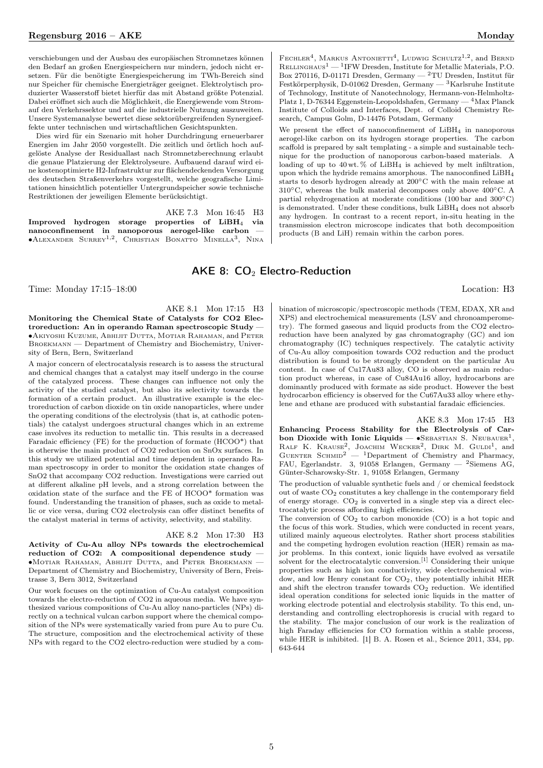verschiebungen und der Ausbau des europäischen Stromnetzes können den Bedarf an großen Energiespeichern nur mindern, jedoch nicht ersetzen. Für die benötigte Energiespeicherung im TWh-Bereich sind nur Speicher für chemische Energieträger geeignet. Elektrolytisch produzierter Wasserstoff bietet hierfür das mit Abstand größte Potenzial. Dabei eröffnet sich auch die Möglichkeit, die Energiewende vom Strom- auf den Verkehrssektor und auf die industrielle Nutzung auszuweiten. Unsere Systemanalyse bewertet diese sektorübergreifenden Synergieeffekte unter technischen und wirtschaftlichen Gesichtspunkten.

Dies wird für ein Szenario mit hoher Durchdringung erneuerbarer Energien im Jahr 2050 vorgestellt. Die zeitlich und örtlich hoch aufgelöste Analyse der Residuallast nach Stromnetzberechnung erlaubt die genaue Platzierung der Elektrolyseure. Aufbauend darauf wird eine kostenoptimierte H2-Infrastruktur zur flächendeckenden Versorgung des deutschen Straßenverkehrs vorgestellt, welche geografische Limitationen hinsichtlich potentieller Untergrundspeicher sowie technische Restriktionen der jeweiligen Elemente berücksichtigt.

AKE 7.3 Mon 16:45 H3

**Improved hydrogen storage properties of $LiBH_4$ via nanoconfinement in nanoporous aerogel-like carbon** — •Alexander Surrey[1,2], Christian Bonatto Minella[3], Nina Fechler[4], Markus Antonietti[4], Ludwig Schultz[1,2], and Bernd Rellinghaus[1] — [1]IFW Dresden, Institute for Metallic Materials, P.O. Box 270116, D-01171 Dresden, Germany — [2]TU Dresden, Institut für Festkörperphysik, D-01062 Dresden, Germany — [3]Karlsruhe Institute of Technology, Institute of Nanotechnology, Hermann-von-Helmholtz-Platz 1, D-76344 Eggenstein-Leopoldshafen, Germany — [4]Max Planck Institute of Colloids and Interfaces, Dept. of Colloid Chemistry Research, Campus Golm, D-14476 Potsdam, Germany

We present the effect of nanoconfinement of $LiBH_4$ in nanoporous aerogel-like carbon on its hydrogen storage properties. The carbon scaffold is prepared by salt templating - a simple and sustainable technique for the production of nanoporous carbon-based materials. A loading of up to 40 wt.% of $LiBH_4$ is achieved by melt infiltration, upon which the hydride remains amorphous. The nanoconfined $LiBH_4$ starts to desorb hydrogen already at 200°C with the main release at 310°C, whereas the bulk material decomposes only above 400°C. A partial rehydrogenation at moderate conditions (100 bar and 300°C) is demonstrated. Under these conditions, bulk $LiBH_4$ does not absorb any hydrogen. In contrast to a recent report, in-situ heating in the transmission electron microscope indicates that both decomposition products (B and LiH) remain within the carbon pores.

## AKE 8: $CO_2$ Electro-Reduction

Time: Monday 17:15–18:00 Location: H3

AKE 8.1 Mon 17:15 H3

**Monitoring the Chemical State of Catalysts for CO2 Electroreduction: An in operando Raman spectroscopic Study** — •Akiyoshi Kuzume, Abhijit Dutta, Motiar Rahaman, and Peter Broekmann — Department of Chemistry and Biochemistry, University of Bern, Bern, Switzerland

A major concern of electrocatalysis research is to assess the structural and chemical changes that a catalyst may itself undergo in the course of the catalyzed process. These changes can influence not only the activity of the studied catalyst, but also its selectivity towards the formation of a certain product. An illustrative example is the electroreduction of carbon dioxide on tin oxide nanoparticles, where under the operating conditions of the electrolysis (that is, at cathodic potentials) the catalyst undergoes structural changes which in an extreme case involves its reduction to metallic tin. This results in a decreased Faradaic efficiency (FE) for the production of formate (HCOO*) that is otherwise the main product of CO2 reduction on SnOx surfaces. In this study we utilized potential and time dependent in operando Raman spectroscopy in order to monitor the oxidation state changes of SnO2 that accompany CO2 reduction. Investigations were carried out at different alkaline pH levels, and a strong correlation between the oxidation state of the surface and the FE of HCOO* formation was found. Understanding the transition of phases, such as oxide to metallic or vice versa, during CO2 electrolysis can offer distinct benefits of the catalyst material in terms of activity, selectivity, and stability.

AKE 8.2 Mon 17:30 H3

**Activity of Cu-Au alloy NPs towards the electrochemical reduction of CO2: A compositional dependence study** — •Motiar Rahaman, Abhijit Dutta, and Peter Broekmann — Department of Chemistry and Biochemistry, University of Bern, Freistrasse 3, Bern 3012, Switzerland

Our work focuses on the optimization of Cu-Au catalyst composition towards the electro-reduction of CO2 in aqueous media. We have synthesized various compositions of Cu-Au alloy nano-particles (NPs) directly on a technical vulcan carbon support where the chemical composition of the NPs were systematically varied from pure Au to pure Cu. The structure, composition and the electrochemical activity of these NPs with regard to the CO2 electro-reduction were studied by a combination of microscopic/spectroscopic methods (TEM, EDAX, XR and XPS) and electrochemical measurements (LSV and chronoamperometry). The formed gaseous and liquid products from the CO2 electroreduction have been analyzed by gas chromatography (GC) and ion chromatography (IC) techniques respectively. The catalytic activity of Cu-Au alloy composition towards CO2 reduction and the product distribution is found to be strongly dependent on the particular Au content. In case of Cu17Au83 alloy, CO is observed as main reduction product whereas, in case of Cu84Au16 alloy, hydrocarbons are dominantly produced with formate as side product. However the best hydrocarbon efficiency is observed for the Cu67Au33 alloy where ethylene and ethane are produced with substantial faradaic efficiencies.

AKE 8.3 Mon 17:45 H3

**Enhancing Process Stability for the Electrolysis of Carbon Dioxide with Ionic Liquids** — •Sebastian S. Neubauer[1], Ralf K. Krause[2], Joachim Wecker[2], Dirk M. Guldi[1], and Guenter Schmid[2] — [1]Department of Chemistry and Pharmacy, FAU, Egerlandstr. 3, 91058 Erlangen, Germany — [2]Siemens AG, Günter-Scharowsky-Str. 1, 91058 Erlangen, Germany

The production of valuable synthetic fuels and / or chemical feedstock out of waste $CO_2$ constitutes a key challenge in the contemporary field of energy storage. $CO_2$ is converted in a single step via a direct electrocatalytic process affording high efficiencies.

The conversion of $CO_2$ to carbon monoxide (CO) is a hot topic and the focus of this work. Studies, which were conducted in recent years, utilized mainly aqueous electrolytes. Rather short process stabilities and the competing hydrogen evolution reaction (HER) remain as major problems. In this context, ionic liquids have evolved as versatile solvent for the electrocatalytic conversion.[1] Considering their unique properties such as high ion conductivity, wide electrochemical window, and low Henry constant for $CO_2$, they potentially inhibit HER and shift the electron transfer towards $CO_2$ reduction. We identified ideal operation conditions for selected ionic liquids in the matter of working electrode potential and electrolysis stability. To this end, understanding and controlling electrophoresis is crucial with regard to the stability. The major conclusion of our work is the realization of high Faraday efficiencies for CO formation within a stable process, while HER is inhibited. [1] B. A. Rosen et al., Science 2011, 334, pp. 643-644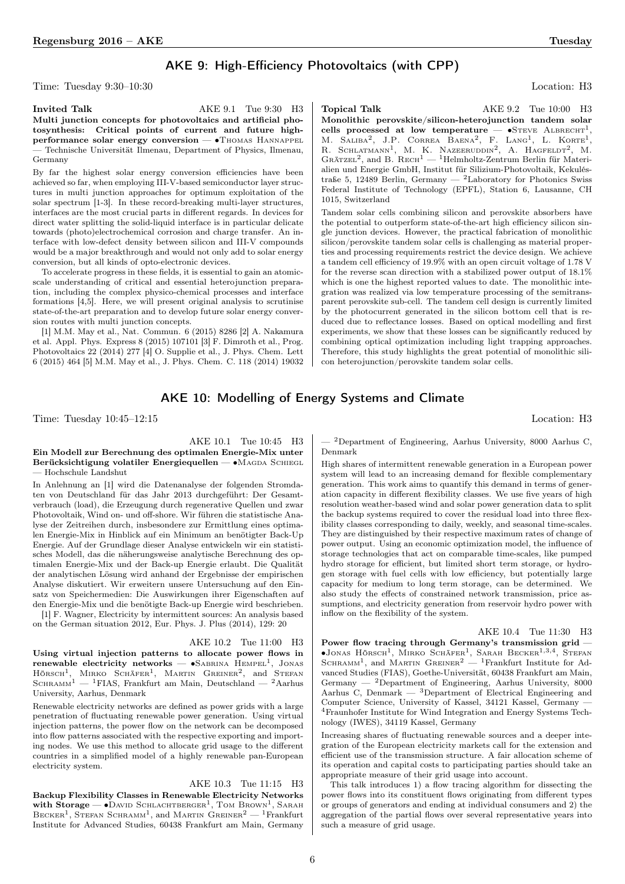## AKE 9: High-Efficiency Photovoltaics (with CPP)

Time: Tuesday 9:30–10:30 Location: H3

**Invited Talk** AKE 9.1 Tue 9:30 H3

**Multi junction concepts for photovoltaics and artificial photosynthesis: Critical points of current and future high-performance solar energy conversion** — •Thomas Hannappel — Technische Universität Ilmenau, Department of Physics, Ilmenau, Germany

By far the highest solar energy conversion efficiencies have been achieved so far, when employing III-V-based semiconductor layer structures in multi junction approaches for optimum exploitation of the solar spectrum [1-3]. In these record-breaking multi-layer structures, interfaces are the most crucial parts in different regards. In devices for direct water splitting the solid-liquid interface is in particular delicate towards (photo)electrochemical corrosion and charge transfer. An interface with low-defect density between silicon and III-V compounds would be a major breakthrough and would not only add to solar energy conversion, but all kinds of opto-electronic devices.

To accelerate progress in these fields, it is essential to gain an atomic-scale understanding of critical and essential heterojunction preparation, including the complex physico-chemical processes and interface formations [4,5]. Here, we will present original analysis to scrutinise state-of-the-art preparation and to develop future solar energy conversion routes with multi junction concepts.

[1] M.M. May et al., Nat. Commun. 6 (2015) 8286 [2] A. Nakamura et al. Appl. Phys. Express 8 (2015) 107101 [3] F. Dimroth et al., Prog. Photovoltaics 22 (2014) 277 [4] O. Supplie et al., J. Phys. Chem. Lett 6 (2015) 464 [5] M.M. May et al., J. Phys. Chem. C. 118 (2014) 19032

**Topical Talk** AKE 9.2 Tue 10:00 H3

**Monolithic perovskite/silicon-heterojunction tandem solar cells processed at low temperature** — •Steve Albrecht[1], M. Saliba[2], J.P. Correa Baena[2], F. Lang[1], L. Korte[1], R. Schlatmann[1], M. K. Nazeeruddin[2], A. Hagfeldt[2], M. Grätzel[2], and B. Rech[1] — [1]Helmholtz-Zentrum Berlin für Materialien und Energie GmbH, Institut für Silizium-Photovoltaik, Kekuléstraße 5, 12489 Berlin, Germany — [2]Laboratory for Photonics Swiss Federal Institute of Technology (EPFL), Station 6, Lausanne, CH 1015, Switzerland

Tandem solar cells combining silicon and perovskite absorbers have the potential to outperform state-of-the-art high efficiency silicon single junction devices. However, the practical fabrication of monolithic silicon/perovskite tandem solar cells is challenging as material properties and processing requirements restrict the device design. We achieve a tandem cell efficiency of 19.9% with an open circuit voltage of 1.78 V for the reverse scan direction with a stabilized power output of 18.1% which is one the highest reported values to date. The monolithic integration was realized via low temperature processing of the semitransparent perovskite sub-cell. The tandem cell design is currently limited by the photocurrent generated in the silicon bottom cell that is reduced due to reflectance losses. Based on optical modelling and first experiments, we show that these losses can be significantly reduced by combining optical optimization including light trapping approaches. Therefore, this study highlights the great potential of monolithic silicon heterojunction/perovskite tandem solar cells.

## AKE 10: Modelling of Energy Systems and Climate

Time: Tuesday 10:45–12:15 Location: H3

AKE 10.1 Tue 10:45 H3

**Ein Modell zur Berechnung des optimalen Energie-Mix unter Berücksichtigung volatiler Energiequellen** — •Magda Schiegl — Hochschule Landshut

In Anlehnung an [1] wird die Datenanalyse der folgenden Stromdaten von Deutschland für das Jahr 2013 durchgeführt: Der Gesamtverbrauch (load), die Erzeugung durch regenerative Quellen und zwar Photovoltaik, Wind on- und off-shore. Wir führen die statistische Analyse der Zeitreihen durch, insbesondere zur Ermittlung eines optimalen Energie-Mix in Hinblick auf ein Minimum an benötigter Back-Up Energie. Auf der Grundlage dieser Analyse entwickeln wir ein statistisches Modell, das die näherungsweise analytische Berechnung des optimalen Energie-Mix und der Back-up Energie erlaubt. Die Qualität der analytischen Lösung wird anhand der Ergebnisse der empirischen Analyse diskutiert. Wir erweitern unsere Untersuchung auf den Einsatz von Speichermedien: Die Auswirkungen ihrer Eigenschaften auf den Energie-Mix und die benötigte Back-up Energie wird beschrieben.

[1] F. Wagner, Electricity by intermittent sources: An analysis based on the German situation 2012, Eur. Phys. J. Plus (2014), 129: 20

AKE 10.2 Tue 11:00 H3

**Using virtual injection patterns to allocate power flows in renewable electricity networks** — •Sabrina Hempel[1], Jonas Hörsch[1], Mirko Schäfer[1], Martin Greiner[2], and Stefan Schramm[1] — [1]FIAS, Frankfurt am Main, Deutschland — [2]Aarhus University, Aarhus, Denmark

Renewable electricity networks are defined as power grids with a large penetration of fluctuating renewable power generation. Using virtual injection patterns, the power flow on the network can be decomposed into flow patterns associated with the respective exporting and importing nodes. We use this method to allocate grid usage to the different countries in a simplified model of a highly renewable pan-European electricity system.

AKE 10.3 Tue 11:15 H3

**Backup Flexibility Classes in Renewable Electricity Networks with Storage** — •David Schlachtberger[1], Tom Brown[1], Sarah Becker[1], Stefan Schramm[1], and Martin Greiner[2] — [1]Frankfurt Institute for Advanced Studies, 60438 Frankfurt am Main, Germany — [2]Department of Engineering, Aarhus University, 8000 Aarhus C, Denmark

High shares of intermittent renewable generation in a European power system will lead to an increasing demand for flexible complementary generation. This work aims to quantify this demand in terms of generation capacity in different flexibility classes. We use five years of high resolution weather-based wind and solar power generation data to split the backup systems required to cover the residual load into three flexibility classes corresponding to daily, weekly, and seasonal time-scales. They are distinguished by their respective maximum rates of change of power output. Using an economic optimization model, the influence of storage technologies that act on comparable time-scales, like pumped hydro storage for efficient, but limited short term storage, or hydrogen storage with fuel cells with low efficiency, but potentially large capacity for medium to long term storage, can be determined. We also study the effects of constrained network transmission, price assumptions, and electricity generation from reservoir hydro power with inflow on the flexibility of the system.

AKE 10.4 Tue 11:30 H3

**Power flow tracing through Germany's transmission grid** — •Jonas Hörsch[1], Mirko Schäfer[1], Sarah Becker[1,3,4], Stefan Schramm[1], and Martin Greiner[2] — [1]Frankfurt Institute for Advanced Studies (FIAS), Goethe-Universität, 60438 Frankfurt am Main, Germany — [2]Department of Engineering, Aarhus University, 8000 Aarhus C, Denmark — [3]Department of Electrical Engineering and Computer Science, University of Kassel, 34121 Kassel, Germany — [4]Fraunhofer Institute for Wind Integration and Energy Systems Technology (IWES), 34119 Kassel, Germany

Increasing shares of fluctuating renewable sources and a deeper integration of the European electricity markets call for the extension and efficient use of the transmission structure. A fair allocation scheme of its operation and capital costs to participating parties should take an appropriate measure of their grid usage into account.

This talk introduces 1) a flow tracing algorithm for dissecting the power flows into its constituent flows originating from different types or groups of generators and ending at individual consumers and 2) the aggregation of the partial flows over several representative years into such a measure of grid usage.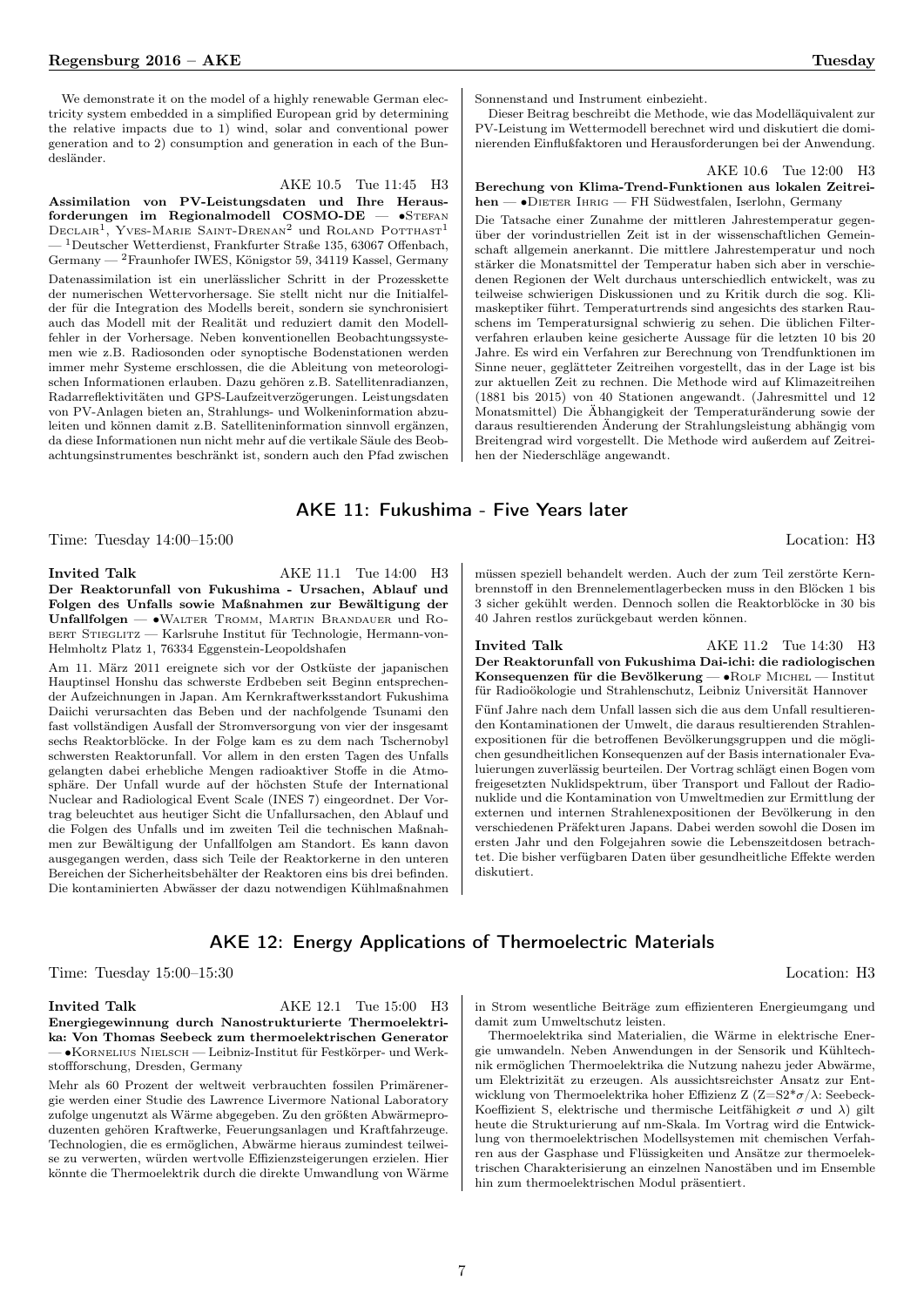We demonstrate it on the model of a highly renewable German electricity system embedded in a simplified European grid by determining the relative impacts due to 1) wind, solar and conventional power generation and to 2) consumption and generation in each of the Bundesländer.

AKE 10.5 Tue 11:45 H3

**Assimilation von PV-Leistungsdaten und Ihre Herausforderungen im Regionalmodell COSMO-DE** — •Stefan Declair[1], Yves-Marie Saint-Drenan[2] und Roland Potthast[1] — [1]Deutscher Wetterdienst, Frankfurter Straße 135, 63067 Offenbach, Germany — [2]Fraunhofer IWES, Königstor 59, 34119 Kassel, Germany

Datenassimilation ist ein unerlässlicher Schritt in der Prozesskette der numerischen Wettervorhersage. Sie stellt nicht nur die Initialfelder für die Integration des Modells bereit, sondern sie synchronisiert auch das Modell mit der Realität und reduziert damit den Modellfehler in der Vorhersage. Neben konventionellen Beobachtungssystemen wie z.B. Radiosonden oder synoptische Bodenstationen werden immer mehr Systeme erschlossen, die die Ableitung von meteorologischen Informationen erlauben. Dazu gehören z.B. Satellitenradianzen, Radarreflektivitäten und GPS-Laufzeitverzögerungen. Leistungsdaten von PV-Anlagen bieten an, Strahlungs- und Wolkeninformation abzuleiten und können damit z.B. Satelliteninformation sinnvoll ergänzen, da diese Informationen nun nicht mehr auf die vertikale Säule des Beobachtungsinstrumentes beschränkt ist, sondern auch den Pfad zwischen Sonnenstand und Instrument einbezieht.

Dieser Beitrag beschreibt die Methode, wie das Modelläquivalent zur PV-Leistung im Wettermodell berechnet wird und diskutiert die dominierenden Einflußfaktoren und Herausforderungen bei der Anwendung.

AKE 10.6 Tue 12:00 H3

**Berechung von Klima-Trend-Funktionen aus lokalen Zeitreihen** — •Dieter Ihrig — FH Südwestfalen, Iserlohn, Germany

Die Tatsache einer Zunahme der mittleren Jahrestemperatur gegenüber der vorindustriellen Zeit ist in der wissenschaftlichen Gemeinschaft allgemein anerkannt. Die mittlere Jahrestemperatur und noch stärker die Monatsmittel der Temperatur haben sich aber in verschiedenen Regionen der Welt durchaus unterschiedlich entwickelt, was zu teilweise schwierigen Diskussionen und zu Kritik durch die sog. Klimaskeptiker führt. Temperaturtrends sind angesichts des starken Rauschens im Temperatursignal schwierig zu sehen. Die üblichen Filterverfahren erlauben keine gesicherte Aussage für die letzten 10 bis 20 Jahre. Es wird ein Verfahren zur Berechnung von Trendfunktionen im Sinne neuer, geglätteter Zeitreihen vorgestellt, das in der Lage ist bis zur aktuellen Zeit zu rechnen. Die Methode wird auf Klimazeitreihen (1881 bis 2015) von 40 Stationen angewandt. (Jahresmittel und 12 Monatsmittel) Die Äbhangigkeit der Temperaturänderung sowie der daraus resultierenden Änderung der Strahlungsleistung abhängig vom Breitengrad wird vorgestellt. Die Methode wird außerdem auf Zeitreihen der Niederschläge angewandt.

## AKE 11: Fukushima - Five Years later

Time: Tuesday 14:00–15:00 Location: H3

**Invited Talk** AKE 11.1 Tue 14:00 H3

**Der Reaktorunfall von Fukushima - Ursachen, Ablauf und Folgen des Unfalls sowie Maßnahmen zur Bewältigung der Unfallfolgen** — •Walter Tromm, Martin Brandauer und Robert Stieglitz — Karlsruhe Institut für Technologie, Hermann-von-Helmholtz Platz 1, 76334 Eggenstein-Leopoldshafen

Am 11. März 2011 ereignete sich vor der Ostküste der japanischen Hauptinsel Honshu das schwerste Erdbeben seit Beginn entsprechender Aufzeichnungen in Japan. Am Kernkraftwerksstandort Fukushima Daiichi verursachten das Beben und der nachfolgende Tsunami den fast vollständigen Ausfall der Stromversorgung von vier der insgesamt sechs Reaktorblöcke. In der Folge kam es zu dem nach Tschernobyl schwersten Reaktorunfall. Vor allem in den ersten Tagen des Unfalls gelangten dabei erhebliche Mengen radioaktiver Stoffe in die Atmosphäre. Der Unfall wurde auf der höchsten Stufe der International Nuclear and Radiological Event Scale (INES 7) eingeordnet. Der Vortrag beleuchtet aus heutiger Sicht die Unfallursachen, den Ablauf und die Folgen des Unfalls und im zweiten Teil die technischen Maßnahmen zur Bewältigung der Unfallfolgen am Standort. Es kann davon ausgegangen werden, dass sich Teile der Reaktorkerne in den unteren Bereichen der Sicherheitsbehälter der Reaktoren eins bis drei befinden. Die kontaminierten Abwässer der dazu notwendigen Kühlmaßnahmen müssen speziell behandelt werden. Auch der zum Teil zerstörte Kernbrennstoff in den Brennelementlagerbecken muss in den Blöcken 1 bis 3 sicher gekühlt werden. Dennoch sollen die Reaktorblöcke in 30 bis 40 Jahren restlos zurückgebaut werden können.

**Invited Talk** AKE 11.2 Tue 14:30 H3

**Der Reaktorunfall von Fukushima Dai-ichi: die radiologischen Konsequenzen für die Bevölkerung** — •Rolf Michel — Institut für Radioökologie und Strahlenschutz, Leibniz Universität Hannover

Fünf Jahre nach dem Unfall lassen sich die aus dem Unfall resultierenden Kontaminationen der Umwelt, die daraus resultierenden Strahlenexpositionen für die betroffenen Bevölkerungsgruppen und die möglichen gesundheitlichen Konsequenzen auf der Basis internationaler Evaluierungen zuverlässig beurteilen. Der Vortrag schlägt einen Bogen vom freigesetzten Nuklidspektrum, über Transport und Fallout der Radionuklide und die Kontamination von Umweltmedien zur Ermittlung der externen und internen Strahlenexpositionen der Bevölkerung in den verschiedenen Präfekturen Japans. Dabei werden sowohl die Dosen im ersten Jahr und den Folgejahren sowie die Lebenszeitdosen betrachtet. Die bisher verfügbaren Daten über gesundheitliche Effekte werden diskutiert.

## AKE 12: Energy Applications of Thermoelectric Materials

Time: Tuesday 15:00–15:30 Location: H3

**Invited Talk** AKE 12.1 Tue 15:00 H3

**Energiegewinnung durch Nanostrukturierte Thermoelektrika: Von Thomas Seebeck zum thermoelektrischen Generator** — •Kornelius Nielsch — Leibniz-Institut für Festkörper- und Werkstoffforschung, Dresden, Germany

Mehr als 60 Prozent der weltweit verbrauchten fossilen Primärenergie werden einer Studie des Lawrence Livermore National Laboratory zufolge ungenutzt als Wärme abgegeben. Zu den größten Abwärmeproduzenten gehören Kraftwerke, Feuerungsanlagen und Kraftfahrzeuge. Technologien, die es ermöglichen, Abwärme hieraus zumindest teilweise zu verwerten, würden wertvolle Effizienzsteigerungen erzielen. Hier könnte die Thermoelektrik durch die direkte Umwandlung von Wärme in Strom wesentliche Beiträge zum effizienteren Energieumgang und damit zum Umweltschutz leisten.

Thermoelektrika sind Materialien, die Wärme in elektrische Energie umwandeln. Neben Anwendungen in der Sensorik und Kühltechnik ermöglichen Thermoelektrika die Nutzung nahezu jeder Abwärme, um Elektrizität zu erzeugen. Als aussichtsreichster Ansatz zur Entwicklung von Thermoelektrika hoher Effizienz Z ($Z=S2^{*}\sigma/\lambda$: Seebeck-Koeffizient S, elektrische und thermische Leitfähigkeit $\sigma$ und $\lambda$) gilt heute die Strukturierung auf nm-Skala. Im Vortrag wird die Entwicklung von thermoelektrischen Modellsystemen mit chemischen Verfahren aus der Gasphase und Flüssigkeiten und Ansätze zur thermoelektrischen Charakterisierung an einzelnen Nanostäben und im Ensemble hin zum thermoelektrischen Modul präsentiert.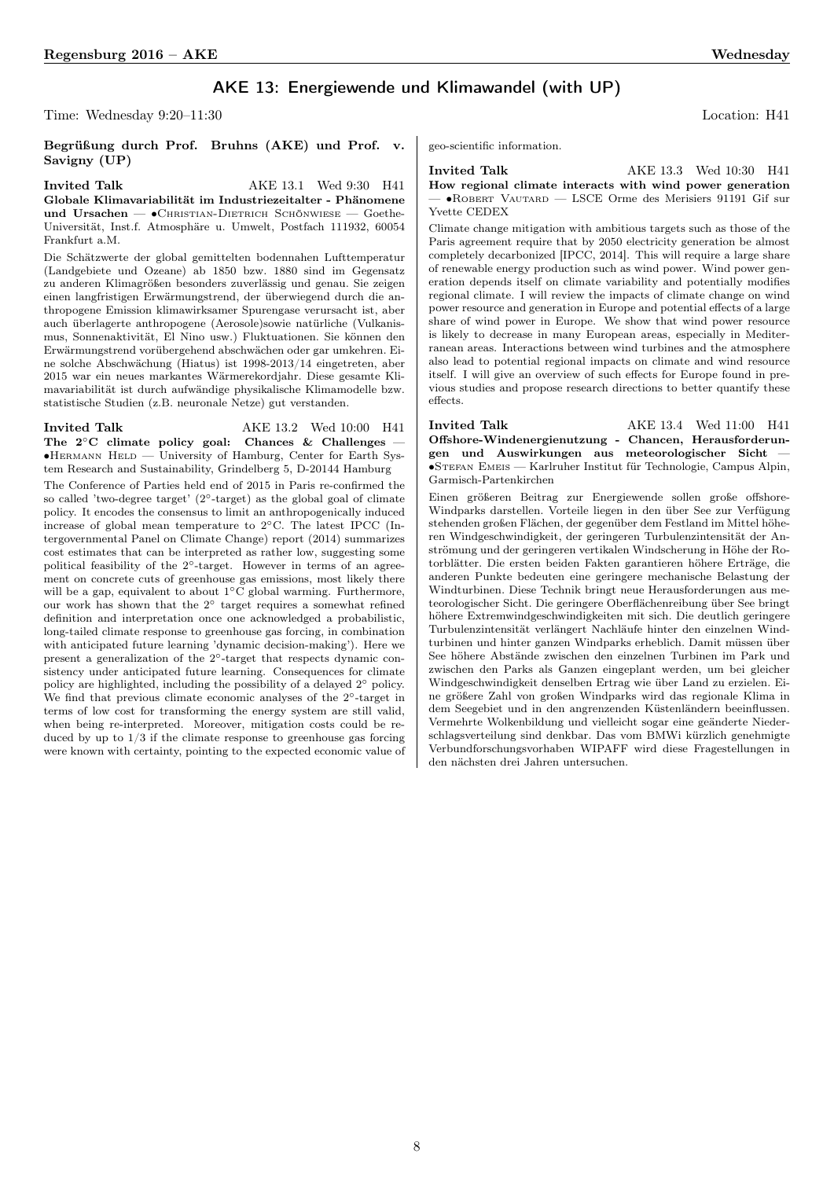## AKE 13: Energiewende und Klimawandel (with UP)

Time: Wednesday 9:20–11:30 Location: H41

**Begrüßung durch Prof. Bruhns (AKE) und Prof. v. Savigny (UP)**

**Invited Talk** AKE 13.1 Wed 9:30 H41
**Globale Klimavariabilität im Industriezeitalter - Phänomene und Ursachen** — •Christian-Dietrich Schönwiese — Goethe-Universität, Inst.f. Atmosphäre u. Umwelt, Postfach 111932, 60054 Frankfurt a.M.

Die Schätzwerte der global gemittelten bodennahen Lufttemperatur (Landgebiete und Ozeane) ab 1850 bzw. 1880 sind im Gegensatz zu anderen Klimagrößen besonders zuverlässig und genau. Sie zeigen einen langfristigen Erwärmungstrend, der überwiegend durch die anthropogene Emission klimawirksamer Spurengase verursacht ist, aber auch überlagerte anthropogene (Aerosole)sowie natürliche (Vulkanismus, Sonnenaktivität, El Nino usw.) Fluktuationen. Sie können den Erwärmungstrend vorübergehend abschwächen oder gar umkehren. Eine solche Abschwächung (Hiatus) ist 1998-2013/14 eingetreten, aber 2015 war ein neues markantes Wärmerekordjahr. Diese gesamte Klimavariabilität ist durch aufwändige physikalische Klimamodelle bzw. statistische Studien (z.B. neuronale Netze) gut verstanden.

**Invited Talk** AKE 13.2 Wed 10:00 H41
**The 2°C climate policy goal: Chances & Challenges** — •Hermann Held — University of Hamburg, Center for Earth System Research and Sustainability, Grindelberg 5, D-20144 Hamburg

The Conference of Parties held end of 2015 in Paris re-confirmed the so called 'two-degree target' (2°-target) as the global goal of climate policy. It encodes the consensus to limit an anthropogenically induced increase of global mean temperature to 2°C. The latest IPCC (Intergovernmental Panel on Climate Change) report (2014) summarizes cost estimates that can be interpreted as rather low, suggesting some political feasibility of the 2°-target. However in terms of an agreement on concrete cuts of greenhouse gas emissions, most likely there will be a gap, equivalent to about 1°C global warming. Furthermore, our work has shown that the 2° target requires a somewhat refined definition and interpretation once one acknowledged a probabilistic, long-tailed climate response to greenhouse gas forcing, in combination with anticipated future learning 'dynamic decision-making'). Here we present a generalization of the 2°-target that respects dynamic consistency under anticipated future learning. Consequences for climate policy are highlighted, including the possibility of a delayed 2° policy. We find that previous climate economic analyses of the 2°-target in terms of low cost for transforming the energy system are still valid, when being re-interpreted. Moreover, mitigation costs could be reduced by up to 1/3 if the climate response to greenhouse gas forcing were known with certainty, pointing to the expected economic value of geo-scientific information.

**Invited Talk** AKE 13.3 Wed 10:30 H41
**How regional climate interacts with wind power generation** — •Robert Vautard — LSCE Orme des Merisiers 91191 Gif sur Yvette CEDEX

Climate change mitigation with ambitious targets such as those of the Paris agreement require that by 2050 electricity generation be almost completely decarbonized [IPCC, 2014]. This will require a large share of renewable energy production such as wind power. Wind power generation depends itself on climate variability and potentially modifies regional climate. I will review the impacts of climate change on wind power resource and generation in Europe and potential effects of a large share of wind power in Europe. We show that wind power resource is likely to decrease in many European areas, especially in Mediterranean areas. Interactions between wind turbines and the atmosphere also lead to potential regional impacts on climate and wind resource itself. I will give an overview of such effects for Europe found in previous studies and propose research directions to better quantify these effects.

**Invited Talk** AKE 13.4 Wed 11:00 H41
**Offshore-Windenergienutzung - Chancen, Herausforderungen und Auswirkungen aus meteorologischer Sicht** — •Stefan Emeis — Karlruher Institut für Technologie, Campus Alpin, Garmisch-Partenkirchen

Einen größeren Beitrag zur Energiewende sollen große offshore-Windparks darstellen. Vorteile liegen in den über See zur Verfügung stehenden großen Flächen, der gegenüber dem Festland im Mittel höheren Windgeschwindigkeit, der geringeren Turbulenzintensität der Anströmung und der geringeren vertikalen Windscherung in Höhe der Rotorblätter. Die ersten beiden Fakten garantieren höhere Erträge, die anderen Punkte bedeuten eine geringere mechanische Belastung der Windturbinen. Diese Technik bringt neue Herausforderungen aus meteorologischer Sicht. Die geringere Oberflächenreibung über See bringt höhere Extremwindgeschwindigkeiten mit sich. Die deutlich geringere Turbulenzintensität verlängert Nachläufe hinter den einzelnen Windturbinen und hinter ganzen Windparks erheblich. Damit müssen über See höhere Abstände zwischen den einzelnen Turbinen im Park und zwischen den Parks als Ganzen eingeplant werden, um bei gleicher Windgeschwindigkeit denselben Ertrag wie über Land zu erzielen. Eine größere Zahl von großen Windparks wird das regionale Klima in dem Seegebiet und in den angrenzenden Küstenländern beeinflussen. Vermehrte Wolkenbildung und vielleicht sogar eine geänderte Niederschlagsverteilung sind denkbar. Das vom BMWi kürzlich genehmigte Verbundforschungsvorhaben WIPAFF wird diese Fragestellungen in den nächsten drei Jahren untersuchen.